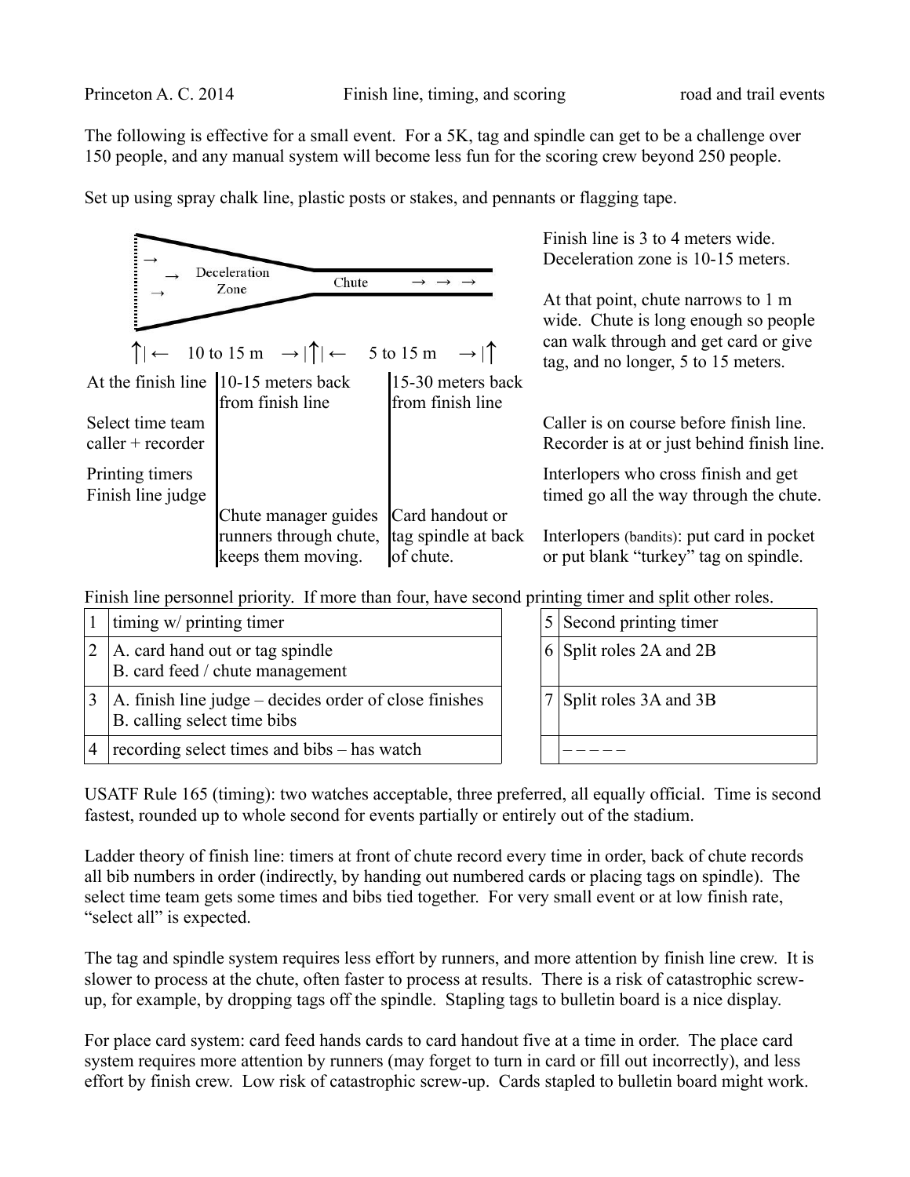Princeton A. C. 2014 Finish line, timing, and scoring road and trail events

The following is effective for a small event. For a 5K, tag and spindle can get to be a challenge over 150 people, and any manual system will become less fun for the scoring crew beyond 250 people.

Set up using spray chalk line, plastic posts or stakes, and pennants or flagging tape.

Deceleration Zone → → → | Chute → → →

↑|← 10 to 15 m →|↑|← 5 to 15 m →|↑

| At the finish line | 10-15 meters back from finish line | 15-30 meters back from finish line |
|---|---|---|
| Select time team caller + recorder | | |
| Printing timers Finish line judge | Chute manager guides runners through chute, keeps them moving. | Card handout or tag spindle at back of chute. |

Finish line is 3 to 4 meters wide. Deceleration zone is 10-15 meters.

At that point, chute narrows to 1 m wide. Chute is long enough so people can walk through and get card or give tag, and no longer, 5 to 15 meters.

Caller is on course before finish line. Recorder is at or just behind finish line.

Interlopers who cross finish and get timed go all the way through the chute.

Interlopers (bandits): put card in pocket or put blank "turkey" tag on spindle.

Finish line personnel priority. If more than four, have second printing timer and split other roles.

| | | | | |
|---|---|---|---|---|
| 1 | timing w/ printing timer | | 5 | Second printing timer |
| 2 | A. card hand out or tag spindle<br>B. card feed / chute management | | 6 | Split roles 2A and 2B |
| 3 | A. finish line judge – decides order of close finishes<br>B. calling select time bibs | | 7 | Split roles 3A and 3B |
| 4 | recording select times and bibs – has watch | | | – – – – – |

USATF Rule 165 (timing): two watches acceptable, three preferred, all equally official. Time is second fastest, rounded up to whole second for events partially or entirely out of the stadium.

Ladder theory of finish line: timers at front of chute record every time in order, back of chute records all bib numbers in order (indirectly, by handing out numbered cards or placing tags on spindle). The select time team gets some times and bibs tied together. For very small event or at low finish rate, "select all" is expected.

The tag and spindle system requires less effort by runners, and more attention by finish line crew. It is slower to process at the chute, often faster to process at results. There is a risk of catastrophic screw-up, for example, by dropping tags off the spindle. Stapling tags to bulletin board is a nice display.

For place card system: card feed hands cards to card handout five at a time in order. The place card system requires more attention by runners (may forget to turn in card or fill out incorrectly), and less effort by finish crew. Low risk of catastrophic screw-up. Cards stapled to bulletin board might work.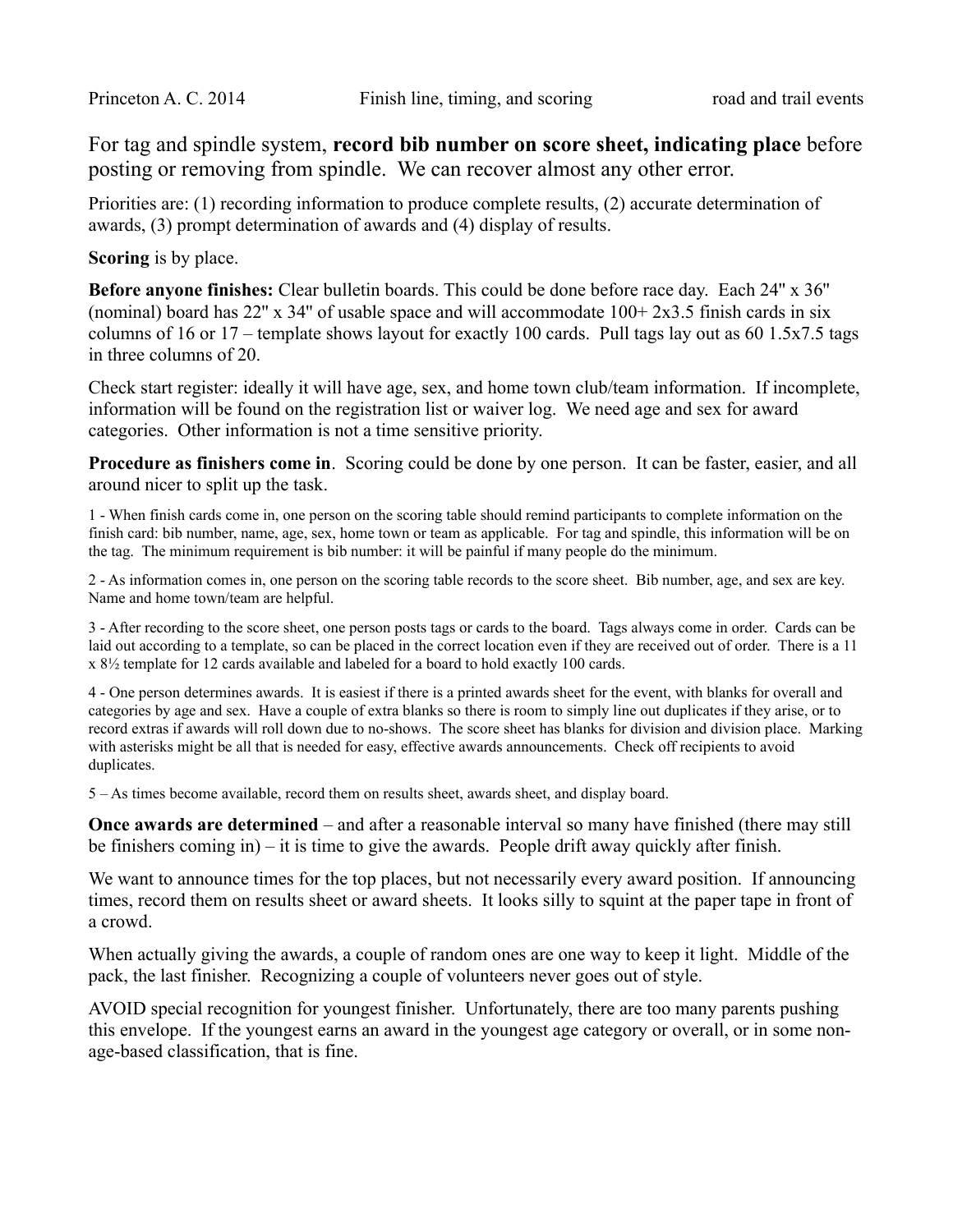For tag and spindle system, **record bib number on score sheet, indicating place** before posting or removing from spindle. We can recover almost any other error.

Priorities are: (1) recording information to produce complete results, (2) accurate determination of awards, (3) prompt determination of awards and (4) display of results.

**Scoring** is by place.

**Before anyone finishes:** Clear bulletin boards. This could be done before race day. Each 24" x 36" (nominal) board has 22" x 34" of usable space and will accommodate 100+ 2x3.5 finish cards in six columns of 16 or 17 – template shows layout for exactly 100 cards. Pull tags lay out as 60 1.5x7.5 tags in three columns of 20.

Check start register: ideally it will have age, sex, and home town club/team information. If incomplete, information will be found on the registration list or waiver log. We need age and sex for award categories. Other information is not a time sensitive priority.

**Procedure as finishers come in**. Scoring could be done by one person. It can be faster, easier, and all around nicer to split up the task.

1 - When finish cards come in, one person on the scoring table should remind participants to complete information on the finish card: bib number, name, age, sex, home town or team as applicable. For tag and spindle, this information will be on the tag. The minimum requirement is bib number: it will be painful if many people do the minimum.

2 - As information comes in, one person on the scoring table records to the score sheet. Bib number, age, and sex are key. Name and home town/team are helpful.

3 - After recording to the score sheet, one person posts tags or cards to the board. Tags always come in order. Cards can be laid out according to a template, so can be placed in the correct location even if they are received out of order. There is a 11 x 8½ template for 12 cards available and labeled for a board to hold exactly 100 cards.

4 - One person determines awards. It is easiest if there is a printed awards sheet for the event, with blanks for overall and categories by age and sex. Have a couple of extra blanks so there is room to simply line out duplicates if they arise, or to record extras if awards will roll down due to no-shows. The score sheet has blanks for division and division place. Marking with asterisks might be all that is needed for easy, effective awards announcements. Check off recipients to avoid duplicates.

5 – As times become available, record them on results sheet, awards sheet, and display board.

**Once awards are determined** – and after a reasonable interval so many have finished (there may still be finishers coming in) – it is time to give the awards. People drift away quickly after finish.

We want to announce times for the top places, but not necessarily every award position. If announcing times, record them on results sheet or award sheets. It looks silly to squint at the paper tape in front of a crowd.

When actually giving the awards, a couple of random ones are one way to keep it light. Middle of the pack, the last finisher. Recognizing a couple of volunteers never goes out of style.

AVOID special recognition for youngest finisher. Unfortunately, there are too many parents pushing this envelope. If the youngest earns an award in the youngest age category or overall, or in some non-age-based classification, that is fine.